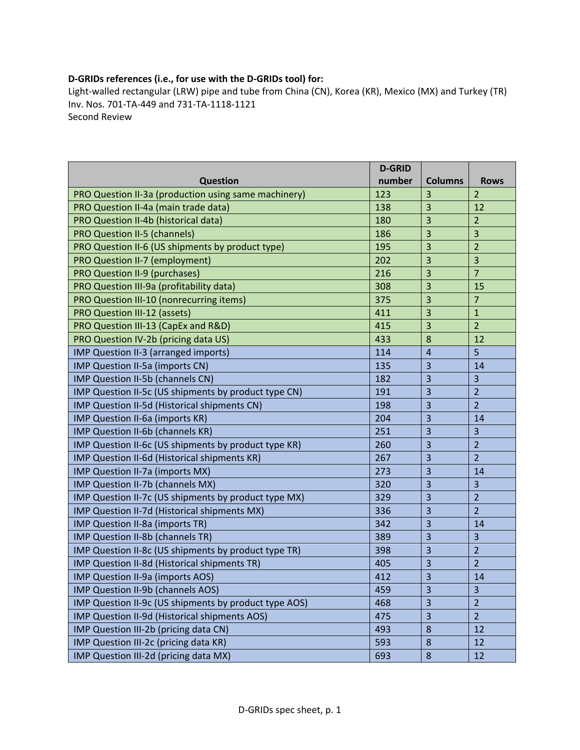**D-GRIDs references (i.e., for use with the D-GRIDs tool) for:**
Light-walled rectangular (LRW) pipe and tube from China (CN), Korea (KR), Mexico (MX) and Turkey (TR)
Inv. Nos. 701-TA-449 and 731-TA-1118-1121
Second Review

| Question | D-GRID number | Columns | Rows |
|---|---|---|---|
| PRO Question II-3a (production using same machinery) | 123 | 3 | 2 |
| PRO Question II-4a (main trade data) | 138 | 3 | 12 |
| PRO Question II-4b (historical data) | 180 | 3 | 2 |
| PRO Question II-5 (channels) | 186 | 3 | 3 |
| PRO Question II-6 (US shipments by product type) | 195 | 3 | 2 |
| PRO Question II-7 (employment) | 202 | 3 | 3 |
| PRO Question II-9 (purchases) | 216 | 3 | 7 |
| PRO Question III-9a (profitability data) | 308 | 3 | 15 |
| PRO Question III-10 (nonrecurring items) | 375 | 3 | 7 |
| PRO Question III-12 (assets) | 411 | 3 | 1 |
| PRO Question III-13 (CapEx and R&D) | 415 | 3 | 2 |
| PRO Question IV-2b (pricing data US) | 433 | 8 | 12 |
| IMP Question II-3 (arranged imports) | 114 | 4 | 5 |
| IMP Question II-5a (imports CN) | 135 | 3 | 14 |
| IMP Question II-5b (channels CN) | 182 | 3 | 3 |
| IMP Question II-5c (US shipments by product type CN) | 191 | 3 | 2 |
| IMP Question II-5d (Historical shipments CN) | 198 | 3 | 2 |
| IMP Question II-6a (imports KR) | 204 | 3 | 14 |
| IMP Question II-6b (channels KR) | 251 | 3 | 3 |
| IMP Question II-6c (US shipments by product type KR) | 260 | 3 | 2 |
| IMP Question II-6d (Historical shipments KR) | 267 | 3 | 2 |
| IMP Question II-7a (imports MX) | 273 | 3 | 14 |
| IMP Question II-7b (channels MX) | 320 | 3 | 3 |
| IMP Question II-7c (US shipments by product type MX) | 329 | 3 | 2 |
| IMP Question II-7d (Historical shipments MX) | 336 | 3 | 2 |
| IMP Question II-8a (imports TR) | 342 | 3 | 14 |
| IMP Question II-8b (channels TR) | 389 | 3 | 3 |
| IMP Question II-8c (US shipments by product type TR) | 398 | 3 | 2 |
| IMP Question II-8d (Historical shipments TR) | 405 | 3 | 2 |
| IMP Question II-9a (imports AOS) | 412 | 3 | 14 |
| IMP Question II-9b (channels AOS) | 459 | 3 | 3 |
| IMP Question II-9c (US shipments by product type AOS) | 468 | 3 | 2 |
| IMP Question II-9d (Historical shipments AOS) | 475 | 3 | 2 |
| IMP Question III-2b (pricing data CN) | 493 | 8 | 12 |
| IMP Question III-2c (pricing data KR) | 593 | 8 | 12 |
| IMP Question III-2d (pricing data MX) | 693 | 8 | 12 |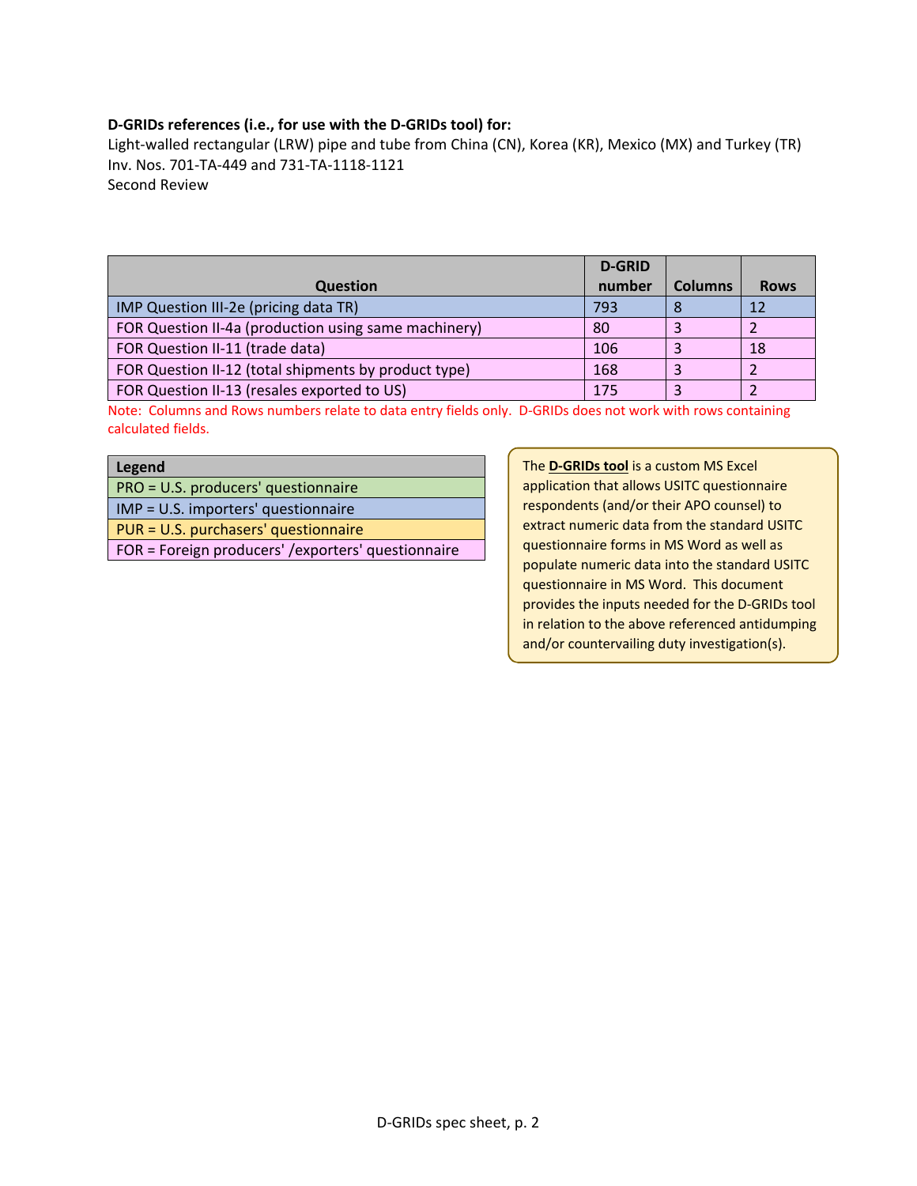**D-GRIDs references (i.e., for use with the D-GRIDs tool) for:**

Light-walled rectangular (LRW) pipe and tube from China (CN), Korea (KR), Mexico (MX) and Turkey (TR)
Inv. Nos. 701-TA-449 and 731-TA-1118-1121
Second Review

| Question | D-GRID number | Columns | Rows |
|---|---|---|---|
| IMP Question III-2e (pricing data TR) | 793 | 8 | 12 |
| FOR Question II-4a (production using same machinery) | 80 | 3 | 2 |
| FOR Question II-11 (trade data) | 106 | 3 | 18 |
| FOR Question II-12 (total shipments by product type) | 168 | 3 | 2 |
| FOR Question II-13 (resales exported to US) | 175 | 3 | 2 |

Note: Columns and Rows numbers relate to data entry fields only. D-GRIDs does not work with rows containing calculated fields.

| Legend |
|---|
| PRO = U.S. producers' questionnaire |
| IMP = U.S. importers' questionnaire |
| PUR = U.S. purchasers' questionnaire |
| FOR = Foreign producers' /exporters' questionnaire |

The **D-GRIDs tool** is a custom MS Excel application that allows USITC questionnaire respondents (and/or their APO counsel) to extract numeric data from the standard USITC questionnaire forms in MS Word as well as populate numeric data into the standard USITC questionnaire in MS Word. This document provides the inputs needed for the D-GRIDs tool in relation to the above referenced antidumping and/or countervailing duty investigation(s).